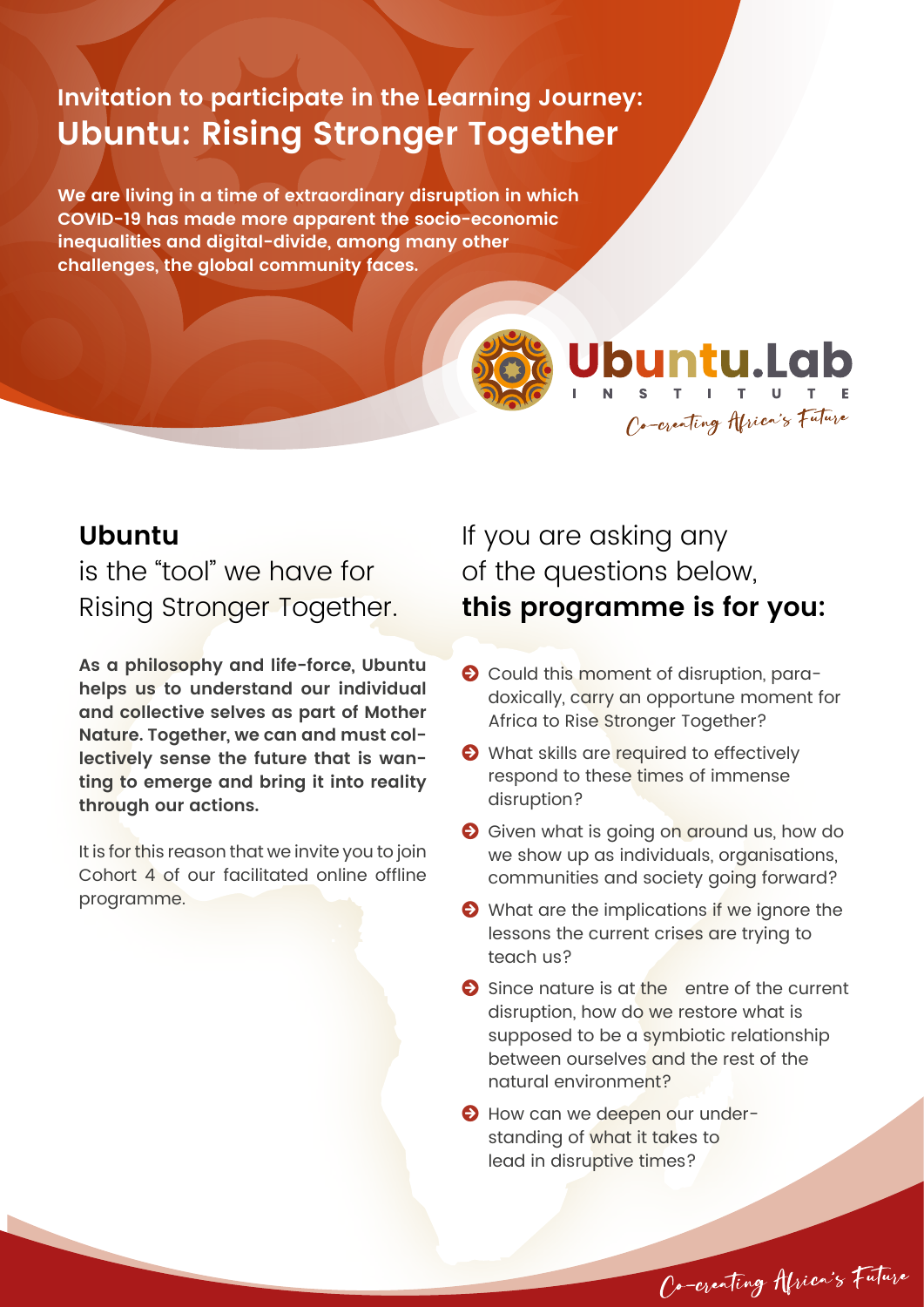## Invitation to participate in the Learning Journey:

# Ubuntu: Rising Stronger Together

**We are living in a time of extraordinary disruption in which COVID-19 has made more apparent the socio-economic inequalities and digital-divide, among many other challenges, the global community faces.**

Ubuntu.Lab INSTITUTE

Co-creating Africa's Future

## Ubuntu

is the "tool" we have for Rising Stronger Together.

**As a philosophy and life-force, Ubuntu helps us to understand our individual and collective selves as part of Mother Nature. Together, we can and must collectively sense the future that is wanting to emerge and bring it into reality through our actions.**

It is for this reason that we invite you to join Cohort 4 of our facilitated online offline programme.

If you are asking any of the questions below, **this programme is for you:**

- Could this moment of disruption, paradoxically, carry an opportune moment for Africa to Rise Stronger Together?
- What skills are required to effectively respond to these times of immense disruption?
- Given what is going on around us, how do we show up as individuals, organisations, communities and society going forward?
- What are the implications if we ignore the lessons the current crises are trying to teach us?
- Since nature is at the entre of the current disruption, how do we restore what is supposed to be a symbiotic relationship between ourselves and the rest of the natural environment?
- How can we deepen our understanding of what it takes to lead in disruptive times?

Co-creating Africa's Future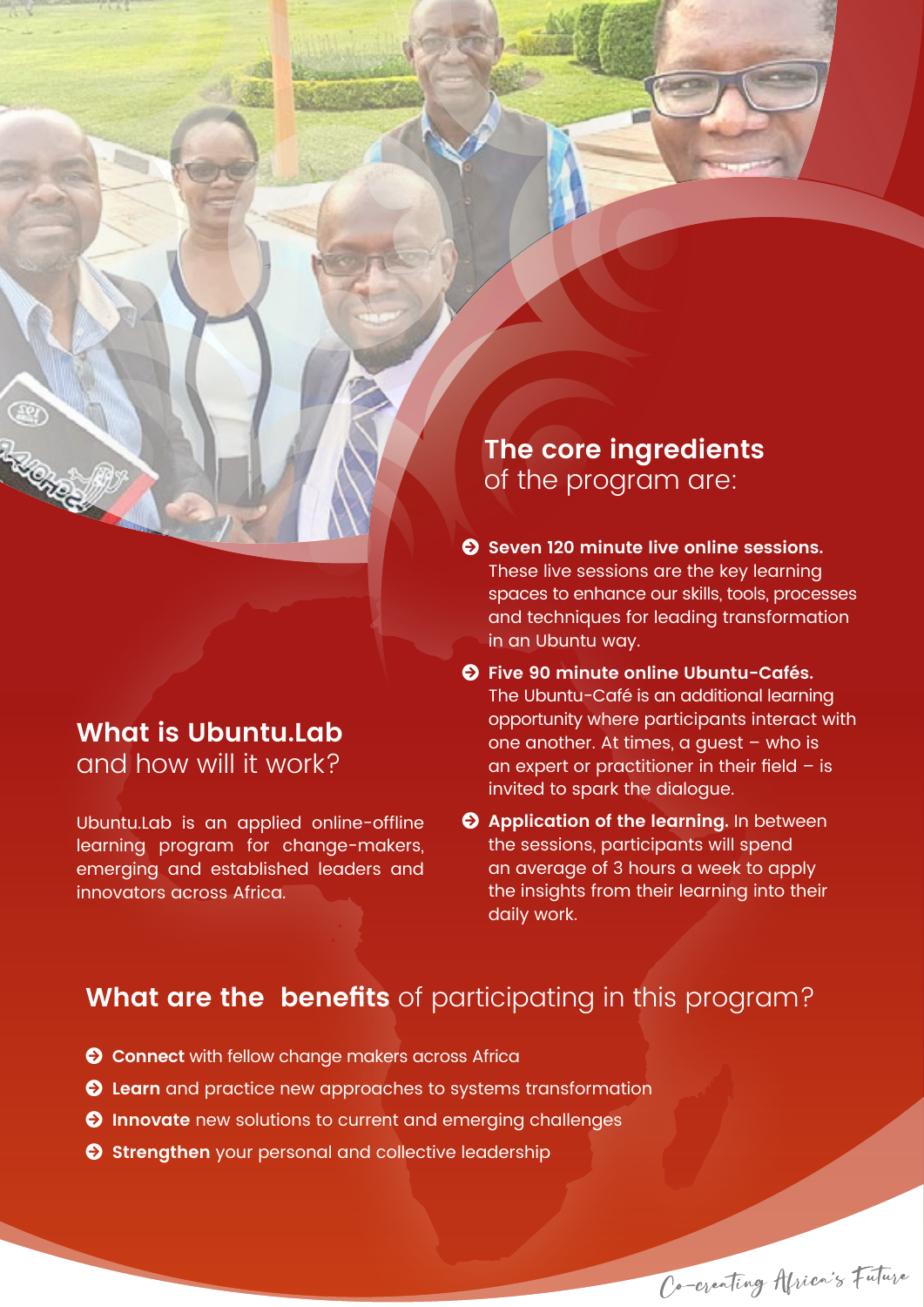## What is Ubuntu.Lab and how will it work?

Ubuntu.Lab is an applied online-offline learning program for change-makers, emerging and established leaders and innovators across Africa.

## The core ingredients of the program are:

- **Seven 120 minute live online sessions.** These live sessions are the key learning spaces to enhance our skills, tools, processes and techniques for leading transformation in an Ubuntu way.
- **Five 90 minute online Ubuntu-Cafés.** The Ubuntu-Café is an additional learning opportunity where participants interact with one another. At times, a guest – who is an expert or practitioner in their field – is invited to spark the dialogue.
- **Application of the learning.** In between the sessions, participants will spend an average of 3 hours a week to apply the insights from their learning into their daily work.

## What are the benefits of participating in this program?

- **Connect** with fellow change makers across Africa
- **Learn** and practice new approaches to systems transformation
- **Innovate** new solutions to current and emerging challenges
- **Strengthen** your personal and collective leadership

*Co-creating Africa's Future*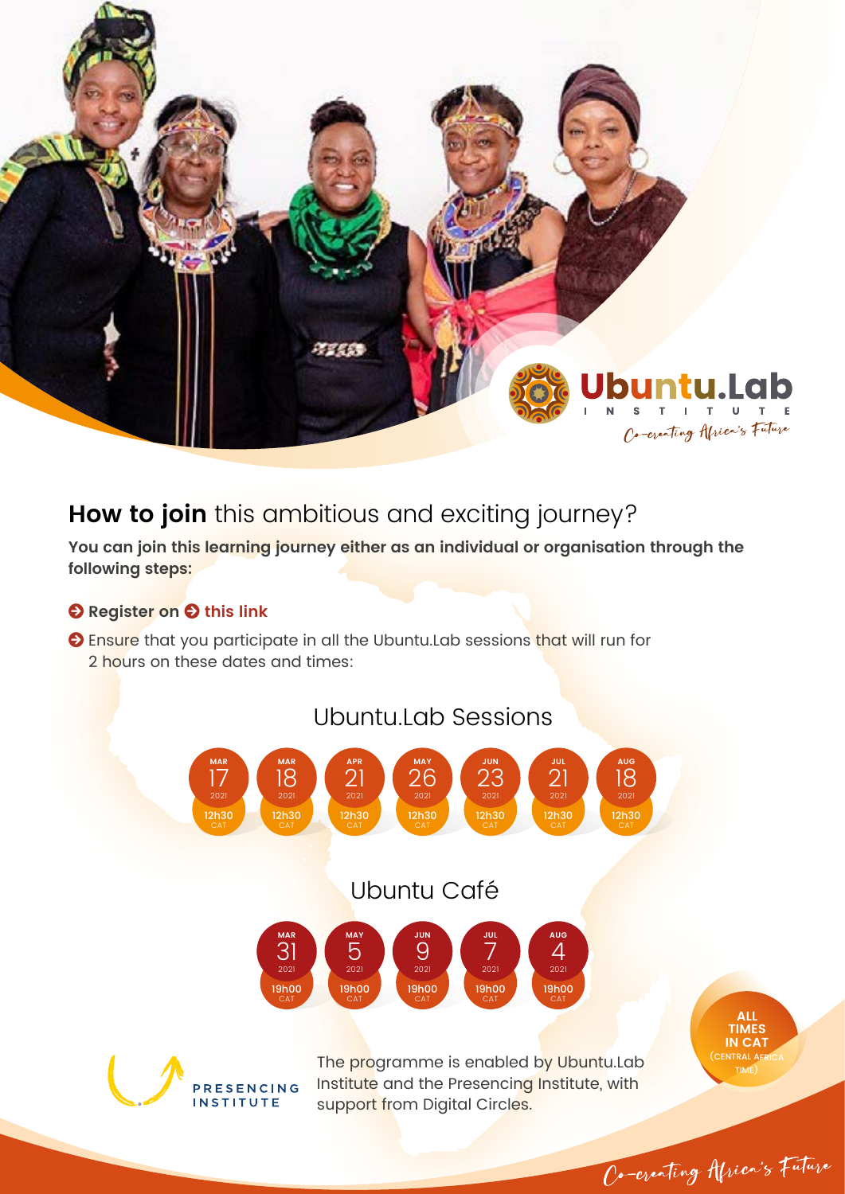Ubuntu.Lab INSTITUTE

*Co-creating Africa's Future*

## **How to join** this ambitious and exciting journey?

**You can join this learning journey either as an individual or organisation through the following steps:**

- **Register on this link**
- Ensure that you participate in all the Ubuntu.Lab sessions that will run for 2 hours on these dates and times:

### Ubuntu.Lab Sessions

MAR 17 2021 12h30 CAT

MAR 18 2021 12h30 CAT

APR 21 2021 12h30 CAT

MAY 26 2021 12h30 CAT

JUN 23 2021 12h30 CAT

JUL 21 2021 12h30 CAT

AUG 18 2021 12h30 CAT

### Ubuntu Café

MAR 31 2021 19h00 CAT

MAY 5 2021 19h00 CAT

JUN 9 2021 19h00 CAT

JUL 7 2021 19h00 CAT

AUG 4 2021 19h00 CAT

ALL TIMES IN CAT (CENTRAL AFRICA TIME)

PRESENCING INSTITUTE

The programme is enabled by Ubuntu.Lab Institute and the Presencing Institute, with support from Digital Circles.